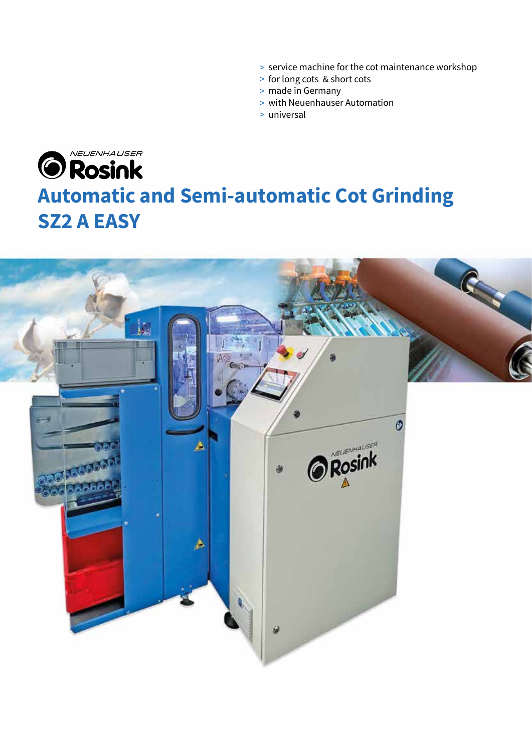> service machine for the cot maintenance workshop
> for long cots & short cots
> made in Germany
> with Neuenhauser Automation
> universal

NEUENHAUSER Rosink

# Automatic and Semi-automatic Cot Grinding

# SZ2 A EASY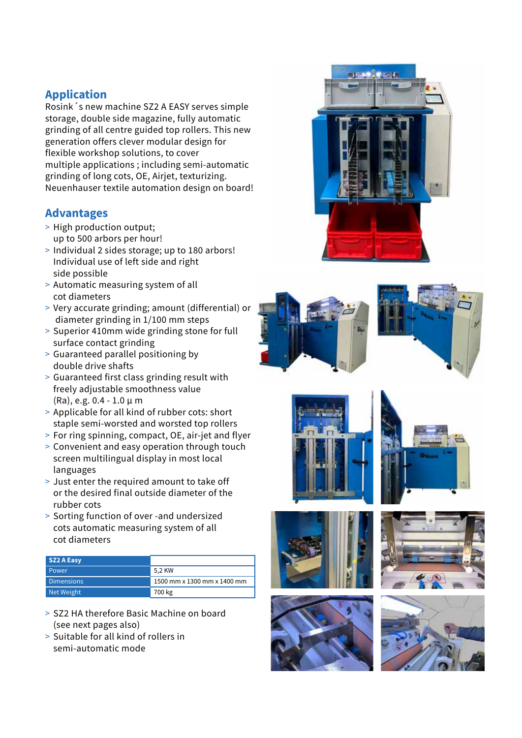## Application

Rosink´s new machine SZ2 A EASY serves simple storage, double side magazine, fully automatic grinding of all centre guided top rollers. This new generation offers clever modular design for flexible workshop solutions, to cover multiple applications ; including semi-automatic grinding of long cots, OE, Airjet, texturizing. Neuenhauser textile automation design on board!

## Advantages

- High production output; up to 500 arbors per hour!
- Individual 2 sides storage; up to 180 arbors! Individual use of left side and right side possible
- Automatic measuring system of all cot diameters
- Very accurate grinding; amount (differential) or diameter grinding in 1/100 mm steps
- Superior 410mm wide grinding stone for full surface contact grinding
- Guaranteed parallel positioning by double drive shafts
- Guaranteed first class grinding result with freely adjustable smoothness value (Ra), e.g. 0.4 - 1.0 µ m
- Applicable for all kind of rubber cots: short staple semi-worsted and worsted top rollers
- For ring spinning, compact, OE, air-jet and flyer
- Convenient and easy operation through touch screen multilingual display in most local languages
- Just enter the required amount to take off or the desired final outside diameter of the rubber cots
- Sorting function of over -and undersized cots automatic measuring system of all cot diameters

| SZ2 A Easy | |
|---|---|
| Power | 5,2 KW |
| Dimensions | 1500 mm x 1300 mm x 1400 mm |
| Net Weight | 700 kg |

- SZ2 HA therefore Basic Machine on board (see next pages also)
- Suitable for all kind of rollers in semi-automatic mode